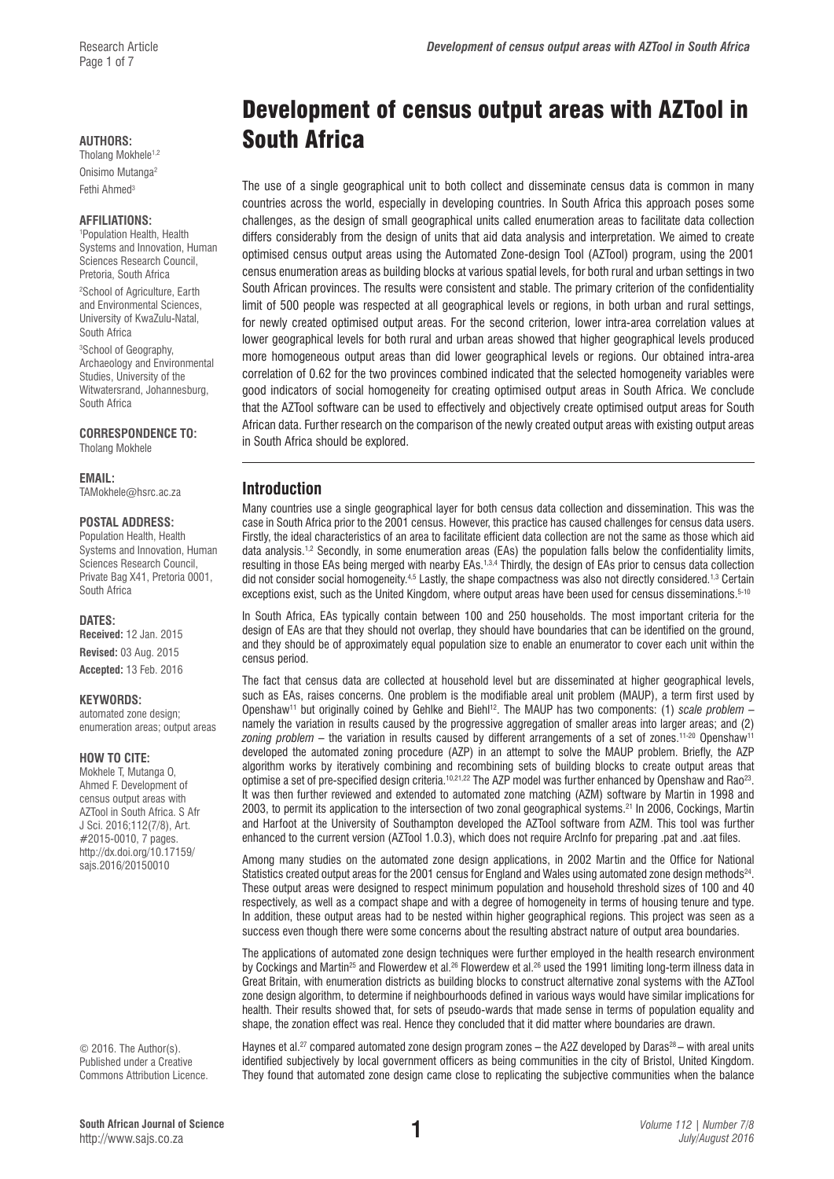# Development of census output areas with AZTool in South Africa

**AUTHORS:**
Tholang Mokhele[1,2]
Onisimo Mutanga[2]
Fethi Ahmed[3]

**AFFILIATIONS:**
[1]Population Health, Health Systems and Innovation, Human Sciences Research Council, Pretoria, South Africa
[2]School of Agriculture, Earth and Environmental Sciences, University of KwaZulu-Natal, South Africa
[3]School of Geography, Archaeology and Environmental Studies, University of the Witwatersrand, Johannesburg, South Africa

**CORRESPONDENCE TO:**
Tholang Mokhele

**EMAIL:**
TAMokhele@hsrc.ac.za

**POSTAL ADDRESS:**
Population Health, Health Systems and Innovation, Human Sciences Research Council, Private Bag X41, Pretoria 0001, South Africa

**DATES:**
**Received:** 12 Jan. 2015
**Revised:** 03 Aug. 2015
**Accepted:** 13 Feb. 2016

**KEYWORDS:**
automated zone design; enumeration areas; output areas

**HOW TO CITE:**
Mokhele T, Mutanga O, Ahmed F. Development of census output areas with AZTool in South Africa. S Afr J Sci. 2016;112(7/8), Art. #2015-0010, 7 pages. http://dx.doi.org/10.17159/sajs.2016/20150010

© 2016. The Author(s). Published under a Creative Commons Attribution Licence.

The use of a single geographical unit to both collect and disseminate census data is common in many countries across the world, especially in developing countries. In South Africa this approach poses some challenges, as the design of small geographical units called enumeration areas to facilitate data collection differs considerably from the design of units that aid data analysis and interpretation. We aimed to create optimised census output areas using the Automated Zone-design Tool (AZTool) program, using the 2001 census enumeration areas as building blocks at various spatial levels, for both rural and urban settings in two South African provinces. The results were consistent and stable. The primary criterion of the confidentiality limit of 500 people was respected at all geographical levels or regions, in both urban and rural settings, for newly created optimised output areas. For the second criterion, lower intra-area correlation values at lower geographical levels for both rural and urban areas showed that higher geographical levels produced more homogeneous output areas than did lower geographical levels or regions. Our obtained intra-area correlation of 0.62 for the two provinces combined indicated that the selected homogeneity variables were good indicators of social homogeneity for creating optimised output areas in South Africa. We conclude that the AZTool software can be used to effectively and objectively create optimised output areas for South African data. Further research on the comparison of the newly created output areas with existing output areas in South Africa should be explored.

## Introduction

Many countries use a single geographical layer for both census data collection and dissemination. This was the case in South Africa prior to the 2001 census. However, this practice has caused challenges for census data users. Firstly, the ideal characteristics of an area to facilitate efficient data collection are not the same as those which aid data analysis.[1,2] Secondly, in some enumeration areas (EAs) the population falls below the confidentiality limits, resulting in those EAs being merged with nearby EAs.[1,3,4] Thirdly, the design of EAs prior to census data collection did not consider social homogeneity.[4,5] Lastly, the shape compactness was also not directly considered.[1,3] Certain exceptions exist, such as the United Kingdom, where output areas have been used for census disseminations.[5-10]

In South Africa, EAs typically contain between 100 and 250 households. The most important criteria for the design of EAs are that they should not overlap, they should have boundaries that can be identified on the ground, and they should be of approximately equal population size to enable an enumerator to cover each unit within the census period.

The fact that census data are collected at household level but are disseminated at higher geographical levels, such as EAs, raises concerns. One problem is the modifiable areal unit problem (MAUP), a term first used by Openshaw[11] but originally coined by Gehlke and Biehl[12]. The MAUP has two components: (1) *scale problem* – namely the variation in results caused by the progressive aggregation of smaller areas into larger areas; and (2) *zoning problem* – the variation in results caused by different arrangements of a set of zones.[11-20] Openshaw[11] developed the automated zoning procedure (AZP) in an attempt to solve the MAUP problem. Briefly, the AZP algorithm works by iteratively combining and recombining sets of building blocks to create output areas that optimise a set of pre-specified design criteria.[10,21,22] The AZP model was further enhanced by Openshaw and Rao[23]. It was then further reviewed and extended to automated zone matching (AZM) software by Martin in 1998 and 2003, to permit its application to the intersection of two zonal geographical systems.[21] In 2006, Cockings, Martin and Harfoot at the University of Southampton developed the AZTool software from AZM. This tool was further enhanced to the current version (AZTool 1.0.3), which does not require ArcInfo for preparing .pat and .aat files.

Among many studies on the automated zone design applications, in 2002 Martin and the Office for National Statistics created output areas for the 2001 census for England and Wales using automated zone design methods[24]. These output areas were designed to respect minimum population and household threshold sizes of 100 and 40 respectively, as well as a compact shape and with a degree of homogeneity in terms of housing tenure and type. In addition, these output areas had to be nested within higher geographical regions. This project was seen as a success even though there were some concerns about the resulting abstract nature of output area boundaries.

The applications of automated zone design techniques were further employed in the health research environment by Cockings and Martin[25] and Flowerdew et al.[26] Flowerdew et al.[26] used the 1991 limiting long-term illness data in Great Britain, with enumeration districts as building blocks to construct alternative zonal systems with the AZTool zone design algorithm, to determine if neighbourhoods defined in various ways would have similar implications for health. Their results showed that, for sets of pseudo-wards that made sense in terms of population equality and shape, the zonation effect was real. Hence they concluded that it did matter where boundaries are drawn.

Haynes et al.[27] compared automated zone design program zones – the A2Z developed by Daras[28] – with areal units identified subjectively by local government officers as being communities in the city of Bristol, United Kingdom. They found that automated zone design came close to replicating the subjective communities when the balance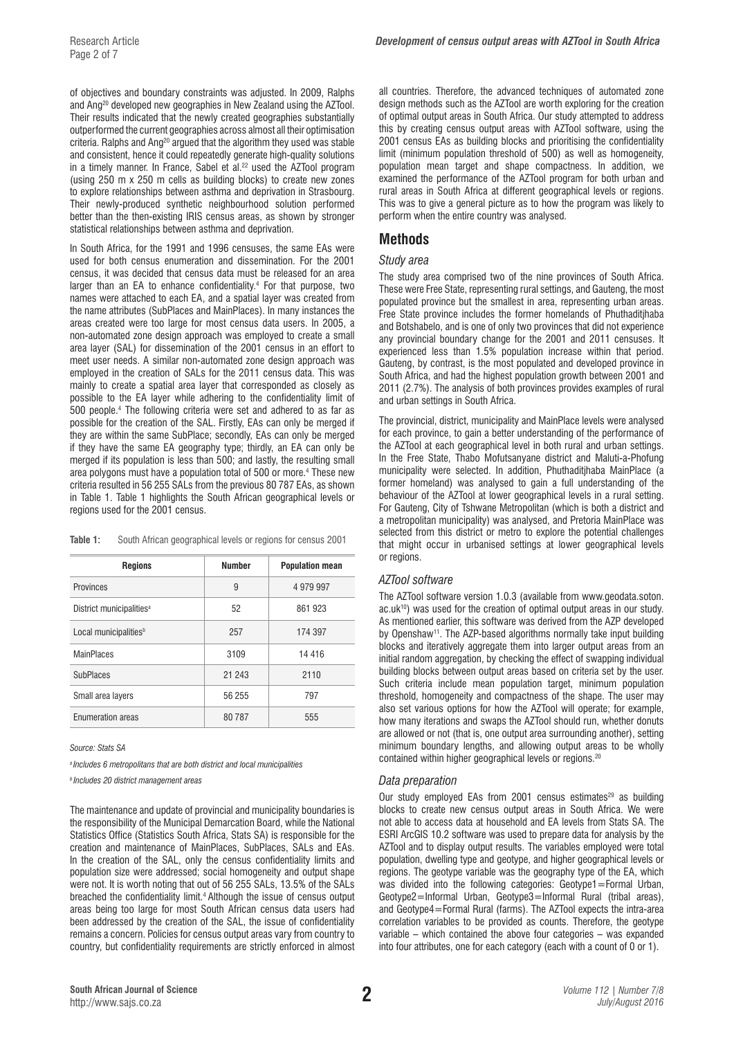of objectives and boundary constraints was adjusted. In 2009, Ralphs and Ang[20] developed new geographies in New Zealand using the AZTool. Their results indicated that the newly created geographies substantially outperformed the current geographies across almost all their optimisation criteria. Ralphs and Ang[20] argued that the algorithm they used was stable and consistent, hence it could repeatedly generate high-quality solutions in a timely manner. In France, Sabel et al.[22] used the AZTool program (using 250 m x 250 m cells as building blocks) to create new zones to explore relationships between asthma and deprivation in Strasbourg. Their newly-produced synthetic neighbourhood solution performed better than the then-existing IRIS census areas, as shown by stronger statistical relationships between asthma and deprivation.

In South Africa, for the 1991 and 1996 censuses, the same EAs were used for both census enumeration and dissemination. For the 2001 census, it was decided that census data must be released for an area larger than an EA to enhance confidentiality.[4] For that purpose, two names were attached to each EA, and a spatial layer was created from the name attributes (SubPlaces and MainPlaces). In many instances the areas created were too large for most census data users. In 2005, a non-automated zone design approach was employed to create a small area layer (SAL) for dissemination of the 2001 census in an effort to meet user needs. A similar non-automated zone design approach was employed in the creation of SALs for the 2011 census data. This was mainly to create a spatial area layer that corresponded as closely as possible to the EA layer while adhering to the confidentiality limit of 500 people.[4] The following criteria were set and adhered to as far as possible for the creation of the SAL. Firstly, EAs can only be merged if they are within the same SubPlace; secondly, EAs can only be merged if they have the same EA geography type; thirdly, an EA can only be merged if its population is less than 500; and lastly, the resulting small area polygons must have a population total of 500 or more.[4] These new criteria resulted in 56 255 SALs from the previous 80 787 EAs, as shown in Table 1. Table 1 highlights the South African geographical levels or regions used for the 2001 census.

**Table 1:** South African geographical levels or regions for census 2001

| Regions | Number | Population mean |
|---|---|---|
| Provinces | 9 | 4 979 997 |
| District municipalities[a] | 52 | 861 923 |
| Local municipalities[b] | 257 | 174 397 |
| MainPlaces | 3109 | 14 416 |
| SubPlaces | 21 243 | 2110 |
| Small area layers | 56 255 | 797 |
| Enumeration areas | 80 787 | 555 |

*Source: Stats SA*

[a] *Includes 6 metropolitans that are both district and local municipalities*

[b] *Includes 20 district management areas*

The maintenance and update of provincial and municipality boundaries is the responsibility of the Municipal Demarcation Board, while the National Statistics Office (Statistics South Africa, Stats SA) is responsible for the creation and maintenance of MainPlaces, SubPlaces, SALs and EAs. In the creation of the SAL, only the census confidentiality limits and population size were addressed; social homogeneity and output shape were not. It is worth noting that out of 56 255 SALs, 13.5% of the SALs breached the confidentiality limit.[4] Although the issue of census output areas being too large for most South African census data users had been addressed by the creation of the SAL, the issue of confidentiality remains a concern. Policies for census output areas vary from country to country, but confidentiality requirements are strictly enforced in almost all countries. Therefore, the advanced techniques of automated zone design methods such as the AZTool are worth exploring for the creation of optimal output areas in South Africa. Our study attempted to address this by creating census output areas with AZTool software, using the 2001 census EAs as building blocks and prioritising the confidentiality limit (minimum population threshold of 500) as well as homogeneity, population mean target and shape compactness. In addition, we examined the performance of the AZTool program for both urban and rural areas in South Africa at different geographical levels or regions. This was to give a general picture as to how the program was likely to perform when the entire country was analysed.

## Methods

### *Study area*

The study area comprised two of the nine provinces of South Africa. These were Free State, representing rural settings, and Gauteng, the most populated province but the smallest in area, representing urban areas. Free State province includes the former homelands of Phuthaditjhaba and Botshabelo, and is one of only two provinces that did not experience any provincial boundary change for the 2001 and 2011 censuses. It experienced less than 1.5% population increase within that period. Gauteng, by contrast, is the most populated and developed province in South Africa, and had the highest population growth between 2001 and 2011 (2.7%). The analysis of both provinces provides examples of rural and urban settings in South Africa.

The provincial, district, municipality and MainPlace levels were analysed for each province, to gain a better understanding of the performance of the AZTool at each geographical level in both rural and urban settings. In the Free State, Thabo Mofutsanyane district and Maluti-a-Phofung municipality were selected. In addition, Phuthaditjhaba MainPlace (a former homeland) was analysed to gain a full understanding of the behaviour of the AZTool at lower geographical levels in a rural setting. For Gauteng, City of Tshwane Metropolitan (which is both a district and a metropolitan municipality) was analysed, and Pretoria MainPlace was selected from this district or metro to explore the potential challenges that might occur in urbanised settings at lower geographical levels or regions.

### *AZTool software*

The AZTool software version 1.0.3 (available from www.geodata.soton.ac.uk[10]) was used for the creation of optimal output areas in our study. As mentioned earlier, this software was derived from the AZP developed by Openshaw[11]. The AZP-based algorithms normally take input building blocks and iteratively aggregate them into larger output areas from an initial random aggregation, by checking the effect of swapping individual building blocks between output areas based on criteria set by the user. Such criteria include mean population target, minimum population threshold, homogeneity and compactness of the shape. The user may also set various options for how the AZTool will operate; for example, how many iterations and swaps the AZTool should run, whether donuts are allowed or not (that is, one output area surrounding another), setting minimum boundary lengths, and allowing output areas to be wholly contained within higher geographical levels or regions.[20]

### *Data preparation*

Our study employed EAs from 2001 census estimates[29] as building blocks to create new census output areas in South Africa. We were not able to access data at household and EA levels from Stats SA. The ESRI ArcGIS 10.2 software was used to prepare data for analysis by the AZTool and to display output results. The variables employed were total population, dwelling type and geotype, and higher geographical levels or regions. The geotype variable was the geography type of the EA, which was divided into the following categories: Geotype1=Formal Urban, Geotype2=Informal Urban, Geotype3=Informal Rural (tribal areas), and Geotype4=Formal Rural (farms). The AZTool expects the intra-area correlation variables to be provided as counts. Therefore, the geotype variable – which contained the above four categories – was expanded into four attributes, one for each category (each with a count of 0 or 1).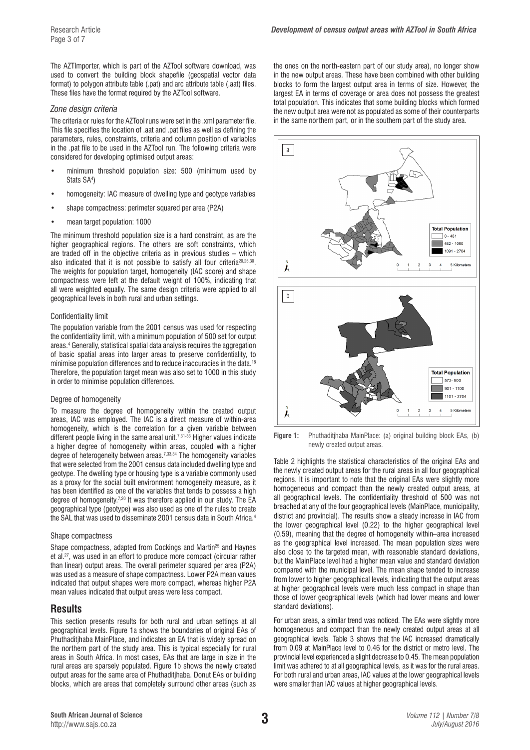The AZTImporter, which is part of the AZTool software download, was used to convert the building block shapefile (geospatial vector data format) to polygon attribute table (.pat) and arc attribute table (.aat) files. These files have the format required by the AZTool software.

### *Zone design criteria*

The criteria or rules for the AZTool runs were set in the .xml parameter file. This file specifies the location of .aat and .pat files as well as defining the parameters, rules, constraints, criteria and column position of variables in the .pat file to be used in the AZTool run. The following criteria were considered for developing optimised output areas:

- minimum threshold population size: 500 (minimum used by Stats SA[4])
- homogeneity: IAC measure of dwelling type and geotype variables
- shape compactness: perimeter squared per area (P2A)
- mean target population: 1000

The minimum threshold population size is a hard constraint, as are the higher geographical regions. The others are soft constraints, which are traded off in the objective criteria as in previous studies – which also indicated that it is not possible to satisfy all four criteria[20,25,30]. The weights for population target, homogeneity (IAC score) and shape compactness were left at the default weight of 100%, indicating that all were weighted equally. The same design criteria were applied to all geographical levels in both rural and urban settings.

#### Confidentiality limit

The population variable from the 2001 census was used for respecting the confidentiality limit, with a minimum population of 500 set for output areas.[4] Generally, statistical spatial data analysis requires the aggregation of basic spatial areas into larger areas to preserve confidentiality, to minimise population differences and to reduce inaccuracies in the data.[18] Therefore, the population target mean was also set to 1000 in this study in order to minimise population differences.

#### Degree of homogeneity

To measure the degree of homogeneity within the created output areas, IAC was employed. The IAC is a direct measure of within-area homogeneity, which is the correlation for a given variable between different people living in the same areal unit.[7,31-33] Higher values indicate a higher degree of homogeneity within areas, coupled with a higher degree of heterogeneity between areas.[7,33,34] The homogeneity variables that were selected from the 2001 census data included dwelling type and geotype. The dwelling type or housing type is a variable commonly used as a proxy for the social built environment homogeneity measure, as it has been identified as one of the variables that tends to possess a high degree of homogeneity.[7,20] It was therefore applied in our study. The EA geographical type (geotype) was also used as one of the rules to create the SAL that was used to disseminate 2001 census data in South Africa.[4]

#### Shape compactness

Shape compactness, adapted from Cockings and Martin[25] and Haynes et al.[27], was used in an effort to produce more compact (circular rather than linear) output areas. The overall perimeter squared per area (P2A) was used as a measure of shape compactness. Lower P2A mean values indicated that output shapes were more compact, whereas higher P2A mean values indicated that output areas were less compact.

## Results

This section presents results for both rural and urban settings at all geographical levels. Figure 1a shows the boundaries of original EAs of Phuthaditjhaba MainPlace, and indicates an EA that is widely spread on the northern part of the study area. This is typical especially for rural areas in South Africa. In most cases, EAs that are large in size in the rural areas are sparsely populated. Figure 1b shows the newly created output areas for the same area of Phuthaditjhaba. Donut EAs or building blocks, which are areas that completely surround other areas (such as the ones on the north-eastern part of our study area), no longer show in the new output areas. These have been combined with other building blocks to form the largest output area in terms of size. However, the largest EA in terms of coverage or area does not possess the greatest total population. This indicates that some building blocks which formed the new output area were not as populated as some of their counterparts in the same northern part, or in the southern part of the study area.

**Figure 1:** Phuthaditjhaba MainPlace: (a) original building block EAs, (b) newly created output areas.

Table 2 highlights the statistical characteristics of the original EAs and the newly created output areas for the rural areas in all four geographical regions. It is important to note that the original EAs were slightly more homogeneous and compact than the newly created output areas, at all geographical levels. The confidentiality threshold of 500 was not breached at any of the four geographical levels (MainPlace, municipality, district and provincial). The results show a steady increase in IAC from the lower geographical level (0.22) to the higher geographical level (0.59), meaning that the degree of homogeneity within–area increased as the geographical level increased. The mean population sizes were also close to the targeted mean, with reasonable standard deviations, but the MainPlace level had a higher mean value and standard deviation compared with the municipal level. The mean shape tended to increase from lower to higher geographical levels, indicating that the output areas at higher geographical levels were much less compact in shape than those of lower geographical levels (which had lower means and lower standard deviations).

For urban areas, a similar trend was noticed. The EAs were slightly more homogeneous and compact than the newly created output areas at all geographical levels. Table 3 shows that the IAC increased dramatically from 0.09 at MainPlace level to 0.46 for the district or metro level. The provincial level experienced a slight decrease to 0.45. The mean population limit was adhered to at all geographical levels, as it was for the rural areas. For both rural and urban areas, IAC values at the lower geographical levels were smaller than IAC values at higher geographical levels.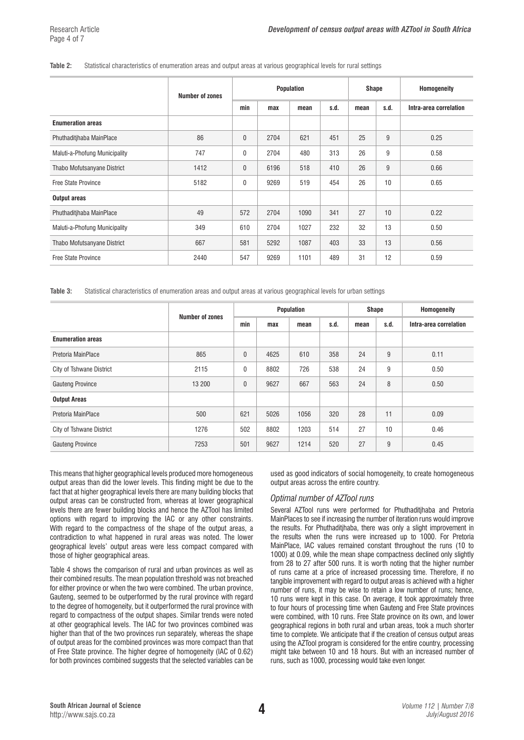**Table 2:** Statistical characteristics of enumeration areas and output areas at various geographical levels for rural settings

| | Number of zones | Population | | | | Shape | | Homogeneity |
|---|---|---|---|---|---|---|---|---|
| | | min | max | mean | s.d. | mean | s.d. | Intra-area correlation |
| **Enumeration areas** | | | | | | | | |
| Phuthaditjhaba MainPlace | 86 | 0 | 2704 | 621 | 451 | 25 | 9 | 0.25 |
| Maluti-a-Phofung Municipality | 747 | 0 | 2704 | 480 | 313 | 26 | 9 | 0.58 |
| Thabo Mofutsanyane District | 1412 | 0 | 6196 | 518 | 410 | 26 | 9 | 0.66 |
| Free State Province | 5182 | 0 | 9269 | 519 | 454 | 26 | 10 | 0.65 |
| **Output areas** | | | | | | | | |
| Phuthaditjhaba MainPlace | 49 | 572 | 2704 | 1090 | 341 | 27 | 10 | 0.22 |
| Maluti-a-Phofung Municipality | 349 | 610 | 2704 | 1027 | 232 | 32 | 13 | 0.50 |
| Thabo Mofutsanyane District | 667 | 581 | 5292 | 1087 | 403 | 33 | 13 | 0.56 |
| Free State Province | 2440 | 547 | 9269 | 1101 | 489 | 31 | 12 | 0.59 |

**Table 3:** Statistical characteristics of enumeration areas and output areas at various geographical levels for urban settings

| | Number of zones | Population | | | | Shape | | Homogeneity |
|---|---|---|---|---|---|---|---|---|
| | | min | max | mean | s.d. | mean | s.d. | Intra-area correlation |
| **Enumeration areas** | | | | | | | | |
| Pretoria MainPlace | 865 | 0 | 4625 | 610 | 358 | 24 | 9 | 0.11 |
| City of Tshwane District | 2115 | 0 | 8802 | 726 | 538 | 24 | 9 | 0.50 |
| Gauteng Province | 13 200 | 0 | 9627 | 667 | 563 | 24 | 8 | 0.50 |
| **Output Areas** | | | | | | | | |
| Pretoria MainPlace | 500 | 621 | 5026 | 1056 | 320 | 28 | 11 | 0.09 |
| City of Tshwane District | 1276 | 502 | 8802 | 1203 | 514 | 27 | 10 | 0.46 |
| Gauteng Province | 7253 | 501 | 9627 | 1214 | 520 | 27 | 9 | 0.45 |

This means that higher geographical levels produced more homogeneous output areas than did the lower levels. This finding might be due to the fact that at higher geographical levels there are many building blocks that output areas can be constructed from, whereas at lower geographical levels there are fewer building blocks and hence the AZTool has limited options with regard to improving the IAC or any other constraints. With regard to the compactness of the shape of the output areas, a contradiction to what happened in rural areas was noted. The lower geographical levels' output areas were less compact compared with those of higher geographical areas.

Table 4 shows the comparison of rural and urban provinces as well as their combined results. The mean population threshold was not breached for either province or when the two were combined. The urban province, Gauteng, seemed to be outperformed by the rural province with regard to the degree of homogeneity, but it outperformed the rural province with regard to compactness of the output shapes. Similar trends were noted at other geographical levels. The IAC for two provinces combined was higher than that of the two provinces run separately, whereas the shape of output areas for the combined provinces was more compact than that of Free State province. The higher degree of homogeneity (IAC of 0.62) for both provinces combined suggests that the selected variables can be used as good indicators of social homogeneity, to create homogeneous output areas across the entire country.

### *Optimal number of AZTool runs*

Several AZTool runs were performed for Phuthaditjhaba and Pretoria MainPlaces to see if increasing the number of iteration runs would improve the results. For Phuthaditjhaba, there was only a slight improvement in the results when the runs were increased up to 1000. For Pretoria MainPlace, IAC values remained constant throughout the runs (10 to 1000) at 0.09, while the mean shape compactness declined only slightly from 28 to 27 after 500 runs. It is worth noting that the higher number of runs came at a price of increased processing time. Therefore, if no tangible improvement with regard to output areas is achieved with a higher number of runs, it may be wise to retain a low number of runs; hence, 10 runs were kept in this case. On average, it took approximately three to four hours of processing time when Gauteng and Free State provinces were combined, with 10 runs. Free State province on its own, and lower geographical regions in both rural and urban areas, took a much shorter time to complete. We anticipate that if the creation of census output areas using the AZTool program is considered for the entire country, processing might take between 10 and 18 hours. But with an increased number of runs, such as 1000, processing would take even longer.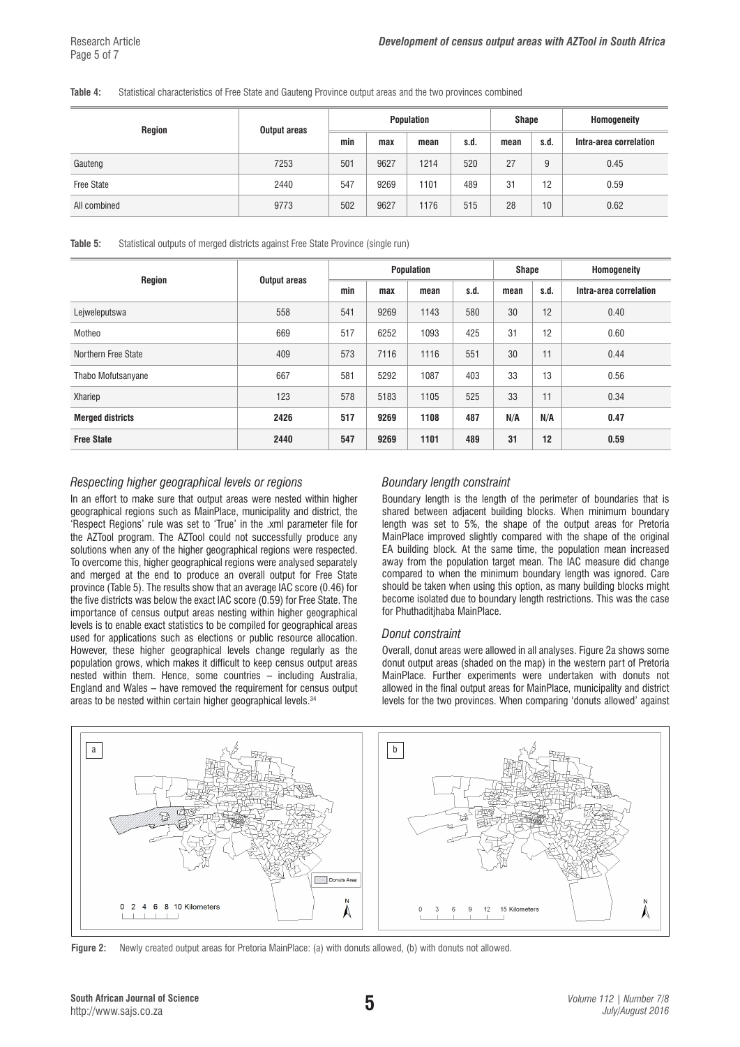**Table 4:** Statistical characteristics of Free State and Gauteng Province output areas and the two provinces combined

| Region | Output areas | Population | | | | Shape | | Homogeneity |
|---|---|---|---|---|---|---|---|---|
| | | min | max | mean | s.d. | mean | s.d. | Intra-area correlation |
| Gauteng | 7253 | 501 | 9627 | 1214 | 520 | 27 | 9 | 0.45 |
| Free State | 2440 | 547 | 9269 | 1101 | 489 | 31 | 12 | 0.59 |
| All combined | 9773 | 502 | 9627 | 1176 | 515 | 28 | 10 | 0.62 |

**Table 5:** Statistical outputs of merged districts against Free State Province (single run)

| Region | Output areas | Population | | | | Shape | | Homogeneity |
|---|---|---|---|---|---|---|---|---|
| | | min | max | mean | s.d. | mean | s.d. | Intra-area correlation |
| Lejweleputswa | 558 | 541 | 9269 | 1143 | 580 | 30 | 12 | 0.40 |
| Motheo | 669 | 517 | 6252 | 1093 | 425 | 31 | 12 | 0.60 |
| Northern Free State | 409 | 573 | 7116 | 1116 | 551 | 30 | 11 | 0.44 |
| Thabo Mofutsanyane | 667 | 581 | 5292 | 1087 | 403 | 33 | 13 | 0.56 |
| Xhariep | 123 | 578 | 5183 | 1105 | 525 | 33 | 11 | 0.34 |
| **Merged districts** | **2426** | **517** | **9269** | **1108** | **487** | **N/A** | **N/A** | **0.47** |
| **Free State** | **2440** | **547** | **9269** | **1101** | **489** | **31** | **12** | **0.59** |

### *Respecting higher geographical levels or regions*

In an effort to make sure that output areas were nested within higher geographical regions such as MainPlace, municipality and district, the 'Respect Regions' rule was set to 'True' in the .xml parameter file for the AZTool program. The AZTool could not successfully produce any solutions when any of the higher geographical regions were respected. To overcome this, higher geographical regions were analysed separately and merged at the end to produce an overall output for Free State province (Table 5). The results show that an average IAC score (0.46) for the five districts was below the exact IAC score (0.59) for Free State. The importance of census output areas nesting within higher geographical levels is to enable exact statistics to be compiled for geographical areas used for applications such as elections or public resource allocation. However, these higher geographical levels change regularly as the population grows, which makes it difficult to keep census output areas nested within them. Hence, some countries – including Australia, England and Wales – have removed the requirement for census output areas to be nested within certain higher geographical levels.[34]

### *Boundary length constraint*

Boundary length is the length of the perimeter of boundaries that is shared between adjacent building blocks. When minimum boundary length was set to 5%, the shape of the output areas for Pretoria MainPlace improved slightly compared with the shape of the original EA building block. At the same time, the population mean increased away from the population target mean. The IAC measure did change compared to when the minimum boundary length was ignored. Care should be taken when using this option, as many building blocks might become isolated due to boundary length restrictions. This was the case for Phuthaditjhaba MainPlace.

### *Donut constraint*

Overall, donut areas were allowed in all analyses. Figure 2a shows some donut output areas (shaded on the map) in the western part of Pretoria MainPlace. Further experiments were undertaken with donuts not allowed in the final output areas for MainPlace, municipality and district levels for the two provinces. When comparing 'donuts allowed' against

**Figure 2:** Newly created output areas for Pretoria MainPlace: (a) with donuts allowed, (b) with donuts not allowed.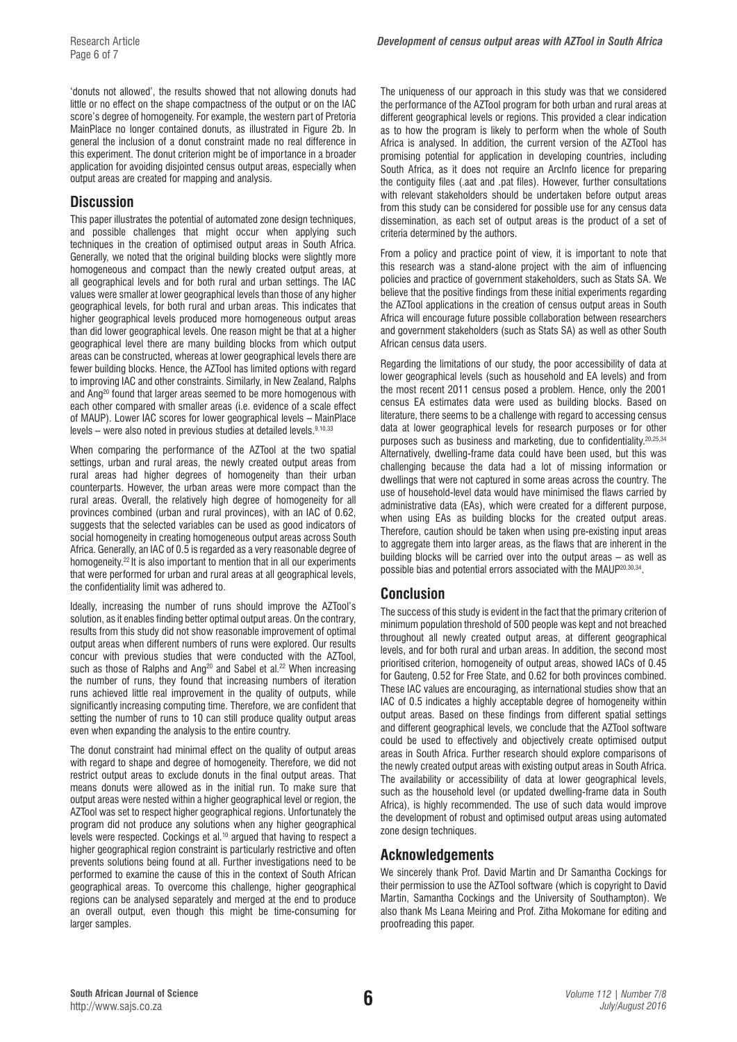'donuts not allowed', the results showed that not allowing donuts had little or no effect on the shape compactness of the output or on the IAC score's degree of homogeneity. For example, the western part of Pretoria MainPlace no longer contained donuts, as illustrated in Figure 2b. In general the inclusion of a donut criterion made no real difference in this experiment. The donut criterion might be of importance in a broader application for avoiding disjointed census output areas, especially when output areas are created for mapping and analysis.

## Discussion

This paper illustrates the potential of automated zone design techniques, and possible challenges that might occur when applying such techniques in the creation of optimised output areas in South Africa. Generally, we noted that the original building blocks were slightly more homogeneous and compact than the newly created output areas, at all geographical levels and for both rural and urban settings. The IAC values were smaller at lower geographical levels than those of any higher geographical levels, for both rural and urban areas. This indicates that higher geographical levels produced more homogeneous output areas than did lower geographical levels. One reason might be that at a higher geographical level there are many building blocks from which output areas can be constructed, whereas at lower geographical levels there are fewer building blocks. Hence, the AZTool has limited options with regard to improving IAC and other constraints. Similarly, in New Zealand, Ralphs and Ang[20] found that larger areas seemed to be more homogenous with each other compared with smaller areas (i.e. evidence of a scale effect of MAUP). Lower IAC scores for lower geographical levels – MainPlace levels – were also noted in previous studies at detailed levels.[9,10,33]

When comparing the performance of the AZTool at the two spatial settings, urban and rural areas, the newly created output areas from rural areas had higher degrees of homogeneity than their urban counterparts. However, the urban areas were more compact than the rural areas. Overall, the relatively high degree of homogeneity for all provinces combined (urban and rural provinces), with an IAC of 0.62, suggests that the selected variables can be used as good indicators of social homogeneity in creating homogeneous output areas across South Africa. Generally, an IAC of 0.5 is regarded as a very reasonable degree of homogeneity.[22] It is also important to mention that in all our experiments that were performed for urban and rural areas at all geographical levels, the confidentiality limit was adhered to.

Ideally, increasing the number of runs should improve the AZTool's solution, as it enables finding better optimal output areas. On the contrary, results from this study did not show reasonable improvement of optimal output areas when different numbers of runs were explored. Our results concur with previous studies that were conducted with the AZTool, such as those of Ralphs and Ang[20] and Sabel et al.[22] When increasing the number of runs, they found that increasing numbers of iteration runs achieved little real improvement in the quality of outputs, while significantly increasing computing time. Therefore, we are confident that setting the number of runs to 10 can still produce quality output areas even when expanding the analysis to the entire country.

The donut constraint had minimal effect on the quality of output areas with regard to shape and degree of homogeneity. Therefore, we did not restrict output areas to exclude donuts in the final output areas. That means donuts were allowed as in the initial run. To make sure that output areas were nested within a higher geographical level or region, the AZTool was set to respect higher geographical regions. Unfortunately the program did not produce any solutions when any higher geographical levels were respected. Cockings et al.[10] argued that having to respect a higher geographical region constraint is particularly restrictive and often prevents solutions being found at all. Further investigations need to be performed to examine the cause of this in the context of South African geographical areas. To overcome this challenge, higher geographical regions can be analysed separately and merged at the end to produce an overall output, even though this might be time-consuming for larger samples.

The uniqueness of our approach in this study was that we considered the performance of the AZTool program for both urban and rural areas at different geographical levels or regions. This provided a clear indication as to how the program is likely to perform when the whole of South Africa is analysed. In addition, the current version of the AZTool has promising potential for application in developing countries, including South Africa, as it does not require an ArcInfo licence for preparing the contiguity files (.aat and .pat files). However, further consultations with relevant stakeholders should be undertaken before output areas from this study can be considered for possible use for any census data dissemination, as each set of output areas is the product of a set of criteria determined by the authors.

From a policy and practice point of view, it is important to note that this research was a stand-alone project with the aim of influencing policies and practice of government stakeholders, such as Stats SA. We believe that the positive findings from these initial experiments regarding the AZTool applications in the creation of census output areas in South Africa will encourage future possible collaboration between researchers and government stakeholders (such as Stats SA) as well as other South African census data users.

Regarding the limitations of our study, the poor accessibility of data at lower geographical levels (such as household and EA levels) and from the most recent 2011 census posed a problem. Hence, only the 2001 census EA estimates data were used as building blocks. Based on literature, there seems to be a challenge with regard to accessing census data at lower geographical levels for research purposes or for other purposes such as business and marketing, due to confidentiality.[20,25,34] Alternatively, dwelling-frame data could have been used, but this was challenging because the data had a lot of missing information or dwellings that were not captured in some areas across the country. The use of household-level data would have minimised the flaws carried by administrative data (EAs), which were created for a different purpose, when using EAs as building blocks for the created output areas. Therefore, caution should be taken when using pre-existing input areas to aggregate them into larger areas, as the flaws that are inherent in the building blocks will be carried over into the output areas – as well as possible bias and potential errors associated with the MAUP[20,30,34].

## Conclusion

The success of this study is evident in the fact that the primary criterion of minimum population threshold of 500 people was kept and not breached throughout all newly created output areas, at different geographical levels, and for both rural and urban areas. In addition, the second most prioritised criterion, homogeneity of output areas, showed IACs of 0.45 for Gauteng, 0.52 for Free State, and 0.62 for both provinces combined. These IAC values are encouraging, as international studies show that an IAC of 0.5 indicates a highly acceptable degree of homogeneity within output areas. Based on these findings from different spatial settings and different geographical levels, we conclude that the AZTool software could be used to effectively and objectively create optimised output areas in South Africa. Further research should explore comparisons of the newly created output areas with existing output areas in South Africa. The availability or accessibility of data at lower geographical levels, such as the household level (or updated dwelling-frame data in South Africa), is highly recommended. The use of such data would improve the development of robust and optimised output areas using automated zone design techniques.

## Acknowledgements

We sincerely thank Prof. David Martin and Dr Samantha Cockings for their permission to use the AZTool software (which is copyright to David Martin, Samantha Cockings and the University of Southampton). We also thank Ms Leana Meiring and Prof. Zitha Mokomane for editing and proofreading this paper.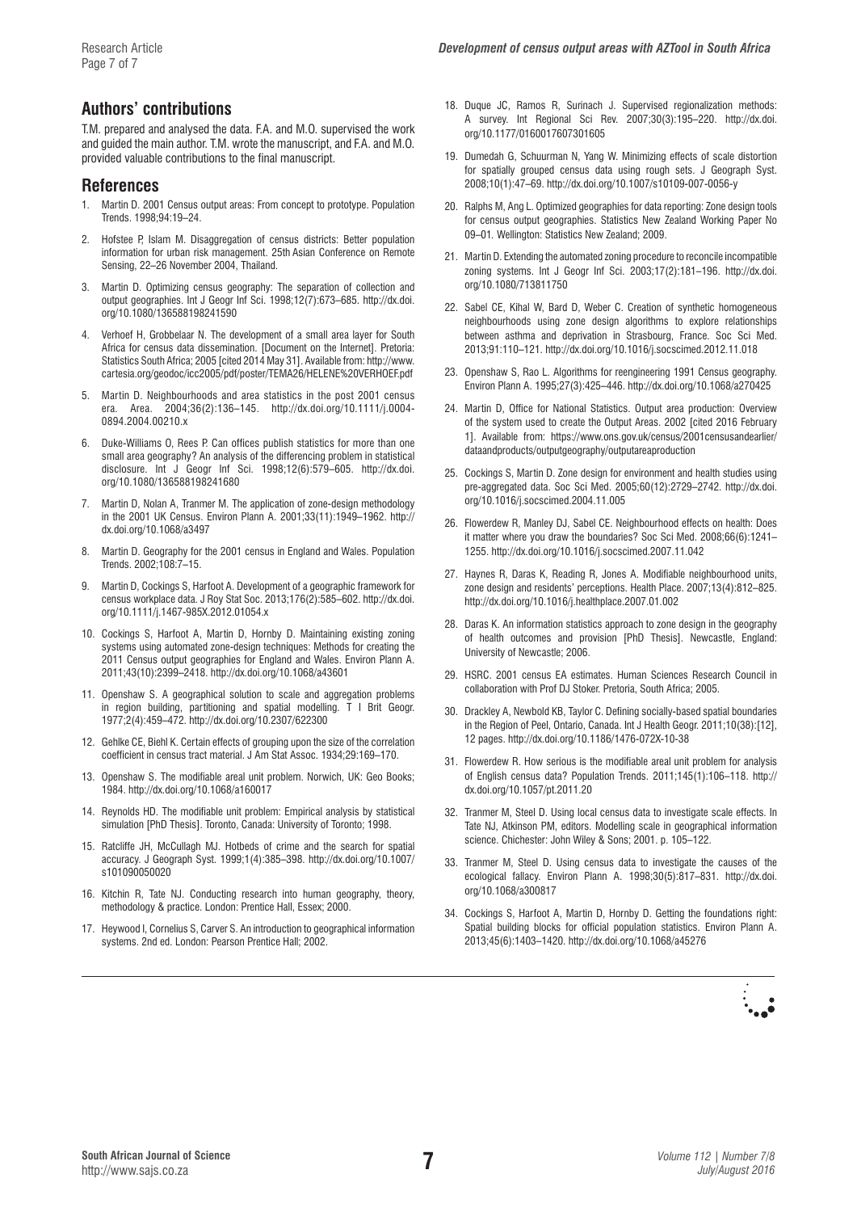## Authors' contributions

T.M. prepared and analysed the data. F.A. and M.O. supervised the work and guided the main author. T.M. wrote the manuscript, and F.A. and M.O. provided valuable contributions to the final manuscript.

## References

1. Martin D. 2001 Census output areas: From concept to prototype. Population Trends. 1998;94:19–24.
2. Hofstee P, Islam M. Disaggregation of census districts: Better population information for urban risk management. 25th Asian Conference on Remote Sensing, 22–26 November 2004, Thailand.
3. Martin D. Optimizing census geography: The separation of collection and output geographies. Int J Geogr Inf Sci. 1998;12(7):673–685. http://dx.doi.org/10.1080/136588198241590
4. Verhoef H, Grobbelaar N. The development of a small area layer for South Africa for census data dissemination. [Document on the Internet]. Pretoria: Statistics South Africa; 2005 [cited 2014 May 31]. Available from: http://www.cartesia.org/geodoc/icc2005/pdf/poster/TEMA26/HELENE%20VERHOEF.pdf
5. Martin D. Neighbourhoods and area statistics in the post 2001 census era. Area. 2004;36(2):136–145. http://dx.doi.org/10.1111/j.0004-0894.2004.00210.x
6. Duke-Williams O, Rees P. Can offices publish statistics for more than one small area geography? An analysis of the differencing problem in statistical disclosure. Int J Geogr Inf Sci. 1998;12(6):579–605. http://dx.doi.org/10.1080/136588198241680
7. Martin D, Nolan A, Tranmer M. The application of zone-design methodology in the 2001 UK Census. Environ Plann A. 2001;33(11):1949–1962. http://dx.doi.org/10.1068/a3497
8. Martin D. Geography for the 2001 census in England and Wales. Population Trends. 2002;108:7–15.
9. Martin D, Cockings S, Harfoot A. Development of a geographic framework for census workplace data. J Roy Stat Soc. 2013;176(2):585–602. http://dx.doi.org/10.1111/j.1467-985X.2012.01054.x
10. Cockings S, Harfoot A, Martin D, Hornby D. Maintaining existing zoning systems using automated zone-design techniques: Methods for creating the 2011 Census output geographies for England and Wales. Environ Plann A. 2011;43(10):2399–2418. http://dx.doi.org/10.1068/a43601
11. Openshaw S. A geographical solution to scale and aggregation problems in region building, partitioning and spatial modelling. T I Brit Geogr. 1977;2(4):459–472. http://dx.doi.org/10.2307/622300
12. Gehlke CE, Biehl K. Certain effects of grouping upon the size of the correlation coefficient in census tract material. J Am Stat Assoc. 1934;29:169–170.
13. Openshaw S. The modifiable areal unit problem. Norwich, UK: Geo Books; 1984. http://dx.doi.org/10.1068/a160017
14. Reynolds HD. The modifiable unit problem: Empirical analysis by statistical simulation [PhD Thesis]. Toronto, Canada: University of Toronto; 1998.
15. Ratcliffe JH, McCullagh MJ. Hotbeds of crime and the search for spatial accuracy. J Geograph Syst. 1999;1(4):385–398. http://dx.doi.org/10.1007/s101090050020
16. Kitchin R, Tate NJ. Conducting research into human geography, theory, methodology & practice. London: Prentice Hall, Essex; 2000.
17. Heywood I, Cornelius S, Carver S. An introduction to geographical information systems. 2nd ed. London: Pearson Prentice Hall; 2002.
18. Duque JC, Ramos R, Surinach J. Supervised regionalization methods: A survey. Int Regional Sci Rev. 2007;30(3):195–220. http://dx.doi.org/10.1177/0160017607301605
19. Dumedah G, Schuurman N, Yang W. Minimizing effects of scale distortion for spatially grouped census data using rough sets. J Geograph Syst. 2008;10(1):47–69. http://dx.doi.org/10.1007/s10109-007-0056-y
20. Ralphs M, Ang L. Optimized geographies for data reporting: Zone design tools for census output geographies. Statistics New Zealand Working Paper No 09–01. Wellington: Statistics New Zealand; 2009.
21. Martin D. Extending the automated zoning procedure to reconcile incompatible zoning systems. Int J Geogr Inf Sci. 2003;17(2):181–196. http://dx.doi.org/10.1080/713811750
22. Sabel CE, Kihal W, Bard D, Weber C. Creation of synthetic homogeneous neighbourhoods using zone design algorithms to explore relationships between asthma and deprivation in Strasbourg, France. Soc Sci Med. 2013;91:110–121. http://dx.doi.org/10.1016/j.socscimed.2012.11.018
23. Openshaw S, Rao L. Algorithms for reengineering 1991 Census geography. Environ Plann A. 1995;27(3):425–446. http://dx.doi.org/10.1068/a270425
24. Martin D, Office for National Statistics. Output area production: Overview of the system used to create the Output Areas. 2002 [cited 2016 February 1]. Available from: https://www.ons.gov.uk/census/2001censusandearlier/dataandproducts/outputgeography/outputareaproduction
25. Cockings S, Martin D. Zone design for environment and health studies using pre-aggregated data. Soc Sci Med. 2005;60(12):2729–2742. http://dx.doi.org/10.1016/j.socscimed.2004.11.005
26. Flowerdew R, Manley DJ, Sabel CE. Neighbourhood effects on health: Does it matter where you draw the boundaries? Soc Sci Med. 2008;66(6):1241–1255. http://dx.doi.org/10.1016/j.socscimed.2007.11.042
27. Haynes R, Daras K, Reading R, Jones A. Modifiable neighbourhood units, zone design and residents' perceptions. Health Place. 2007;13(4):812–825. http://dx.doi.org/10.1016/j.healthplace.2007.01.002
28. Daras K. An information statistics approach to zone design in the geography of health outcomes and provision [PhD Thesis]. Newcastle, England: University of Newcastle; 2006.
29. HSRC. 2001 census EA estimates. Human Sciences Research Council in collaboration with Prof DJ Stoker. Pretoria, South Africa; 2005.
30. Drackley A, Newbold KB, Taylor C. Defining socially-based spatial boundaries in the Region of Peel, Ontario, Canada. Int J Health Geogr. 2011;10(38):[12], 12 pages. http://dx.doi.org/10.1186/1476-072X-10-38
31. Flowerdew R. How serious is the modifiable areal unit problem for analysis of English census data? Population Trends. 2011;145(1):106–118. http://dx.doi.org/10.1057/pt.2011.20
32. Tranmer M, Steel D. Using local census data to investigate scale effects. In Tate NJ, Atkinson PM, editors. Modelling scale in geographical information science. Chichester: John Wiley & Sons; 2001. p. 105–122.
33. Tranmer M, Steel D. Using census data to investigate the causes of the ecological fallacy. Environ Plann A. 1998;30(5):817–831. http://dx.doi.org/10.1068/a300817
34. Cockings S, Harfoot A, Martin D, Hornby D. Getting the foundations right: Spatial building blocks for official population statistics. Environ Plann A. 2013;45(6):1403–1420. http://dx.doi.org/10.1068/a45276